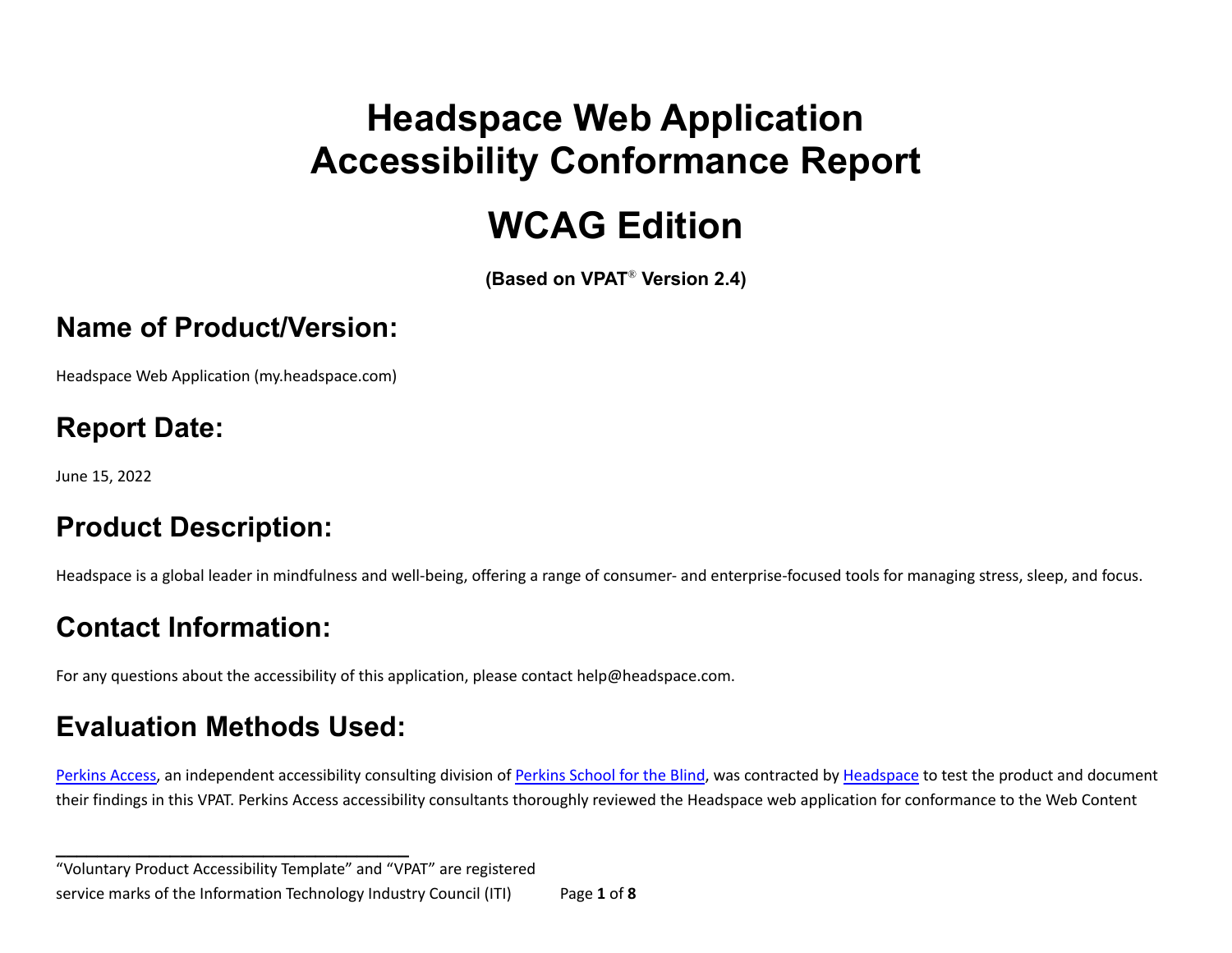# Headspace Web Application Accessibility Conformance Report

# WCAG Edition

**(Based on VPAT® Version 2.4)**

## Name of Product/Version:

Headspace Web Application (my.headspace.com)

## Report Date:

June 15, 2022

## Product Description:

Headspace is a global leader in mindfulness and well-being, offering a range of consumer- and enterprise-focused tools for managing stress, sleep, and focus.

## Contact Information:

For any questions about the accessibility of this application, please contact help@headspace.com.

## Evaluation Methods Used:

Perkins Access, an independent accessibility consulting division of Perkins School for the Blind, was contracted by Headspace to test the product and document their findings in this VPAT. Perkins Access accessibility consultants thoroughly reviewed the Headspace web application for conformance to the Web Content

---

"Voluntary Product Accessibility Template" and "VPAT" are registered service marks of the Information Technology Industry Council (ITI)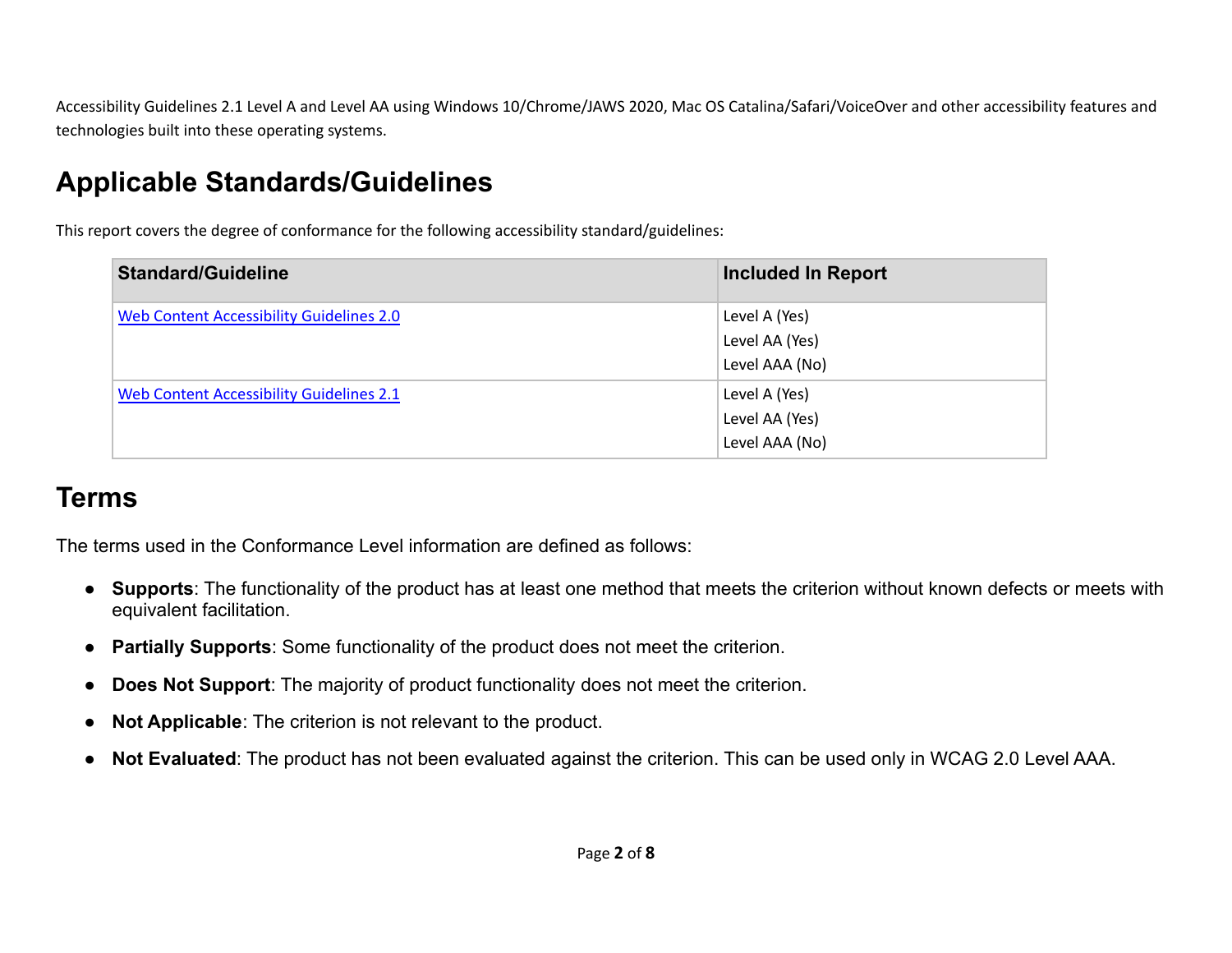Accessibility Guidelines 2.1 Level A and Level AA using Windows 10/Chrome/JAWS 2020, Mac OS Catalina/Safari/VoiceOver and other accessibility features and technologies built into these operating systems.

## Applicable Standards/Guidelines

This report covers the degree of conformance for the following accessibility standard/guidelines:

| Standard/Guideline | Included In Report |
| --- | --- |
| Web Content Accessibility Guidelines 2.0 | Level A (Yes)<br>Level AA (Yes)<br>Level AAA (No) |
| Web Content Accessibility Guidelines 2.1 | Level A (Yes)<br>Level AA (Yes)<br>Level AAA (No) |

## Terms

The terms used in the Conformance Level information are defined as follows:

- **Supports**: The functionality of the product has at least one method that meets the criterion without known defects or meets with equivalent facilitation.
- **Partially Supports**: Some functionality of the product does not meet the criterion.
- **Does Not Support**: The majority of product functionality does not meet the criterion.
- **Not Applicable**: The criterion is not relevant to the product.
- **Not Evaluated**: The product has not been evaluated against the criterion. This can be used only in WCAG 2.0 Level AAA.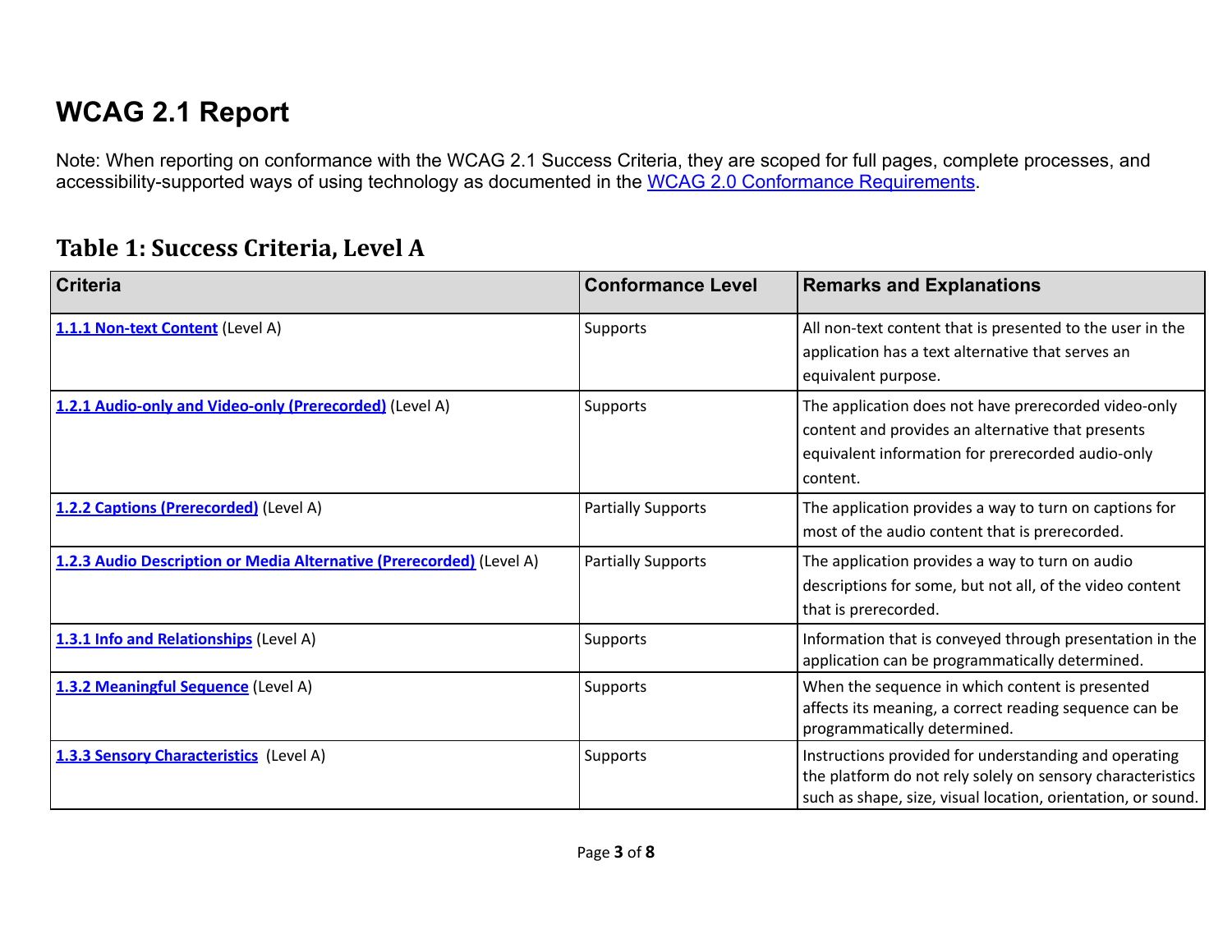# WCAG 2.1 Report

Note: When reporting on conformance with the WCAG 2.1 Success Criteria, they are scoped for full pages, complete processes, and accessibility-supported ways of using technology as documented in the [WCAG 2.0 Conformance Requirements](#).

## Table 1: Success Criteria, Level A

| Criteria | Conformance Level | Remarks and Explanations |
|---|---|---|
| **1.1.1 Non-text Content** (Level A) | Supports | All non-text content that is presented to the user in the application has a text alternative that serves an equivalent purpose. |
| **1.2.1 Audio-only and Video-only (Prerecorded)** (Level A) | Supports | The application does not have prerecorded video-only content and provides an alternative that presents equivalent information for prerecorded audio-only content. |
| **1.2.2 Captions (Prerecorded)** (Level A) | Partially Supports | The application provides a way to turn on captions for most of the audio content that is prerecorded. |
| **1.2.3 Audio Description or Media Alternative (Prerecorded)** (Level A) | Partially Supports | The application provides a way to turn on audio descriptions for some, but not all, of the video content that is prerecorded. |
| **1.3.1 Info and Relationships** (Level A) | Supports | Information that is conveyed through presentation in the application can be programmatically determined. |
| **1.3.2 Meaningful Sequence** (Level A) | Supports | When the sequence in which content is presented affects its meaning, a correct reading sequence can be programmatically determined. |
| **1.3.3 Sensory Characteristics** (Level A) | Supports | Instructions provided for understanding and operating the platform do not rely solely on sensory characteristics such as shape, size, visual location, orientation, or sound. |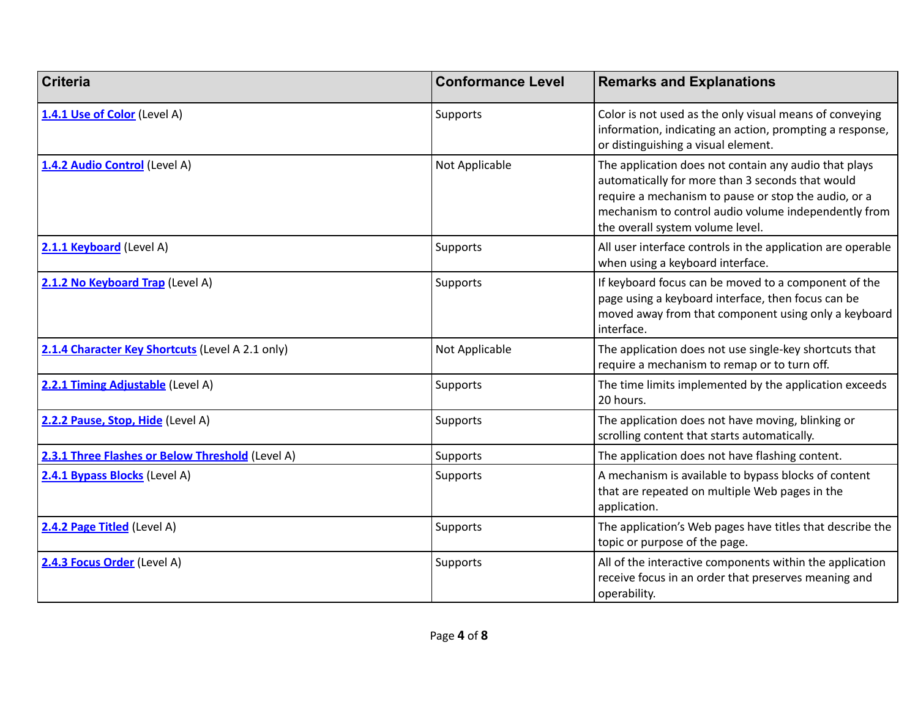| Criteria | Conformance Level | Remarks and Explanations |
|---|---|---|
| **1.4.1 Use of Color** (Level A) | Supports | Color is not used as the only visual means of conveying information, indicating an action, prompting a response, or distinguishing a visual element. |
| **1.4.2 Audio Control** (Level A) | Not Applicable | The application does not contain any audio that plays automatically for more than 3 seconds that would require a mechanism to pause or stop the audio, or a mechanism to control audio volume independently from the overall system volume level. |
| **2.1.1 Keyboard** (Level A) | Supports | All user interface controls in the application are operable when using a keyboard interface. |
| **2.1.2 No Keyboard Trap** (Level A) | Supports | If keyboard focus can be moved to a component of the page using a keyboard interface, then focus can be moved away from that component using only a keyboard interface. |
| **2.1.4 Character Key Shortcuts** (Level A 2.1 only) | Not Applicable | The application does not use single-key shortcuts that require a mechanism to remap or to turn off. |
| **2.2.1 Timing Adjustable** (Level A) | Supports | The time limits implemented by the application exceeds 20 hours. |
| **2.2.2 Pause, Stop, Hide** (Level A) | Supports | The application does not have moving, blinking or scrolling content that starts automatically. |
| **2.3.1 Three Flashes or Below Threshold** (Level A) | Supports | The application does not have flashing content. |
| **2.4.1 Bypass Blocks** (Level A) | Supports | A mechanism is available to bypass blocks of content that are repeated on multiple Web pages in the application. |
| **2.4.2 Page Titled** (Level A) | Supports | The application's Web pages have titles that describe the topic or purpose of the page. |
| **2.4.3 Focus Order** (Level A) | Supports | All of the interactive components within the application receive focus in an order that preserves meaning and operability. |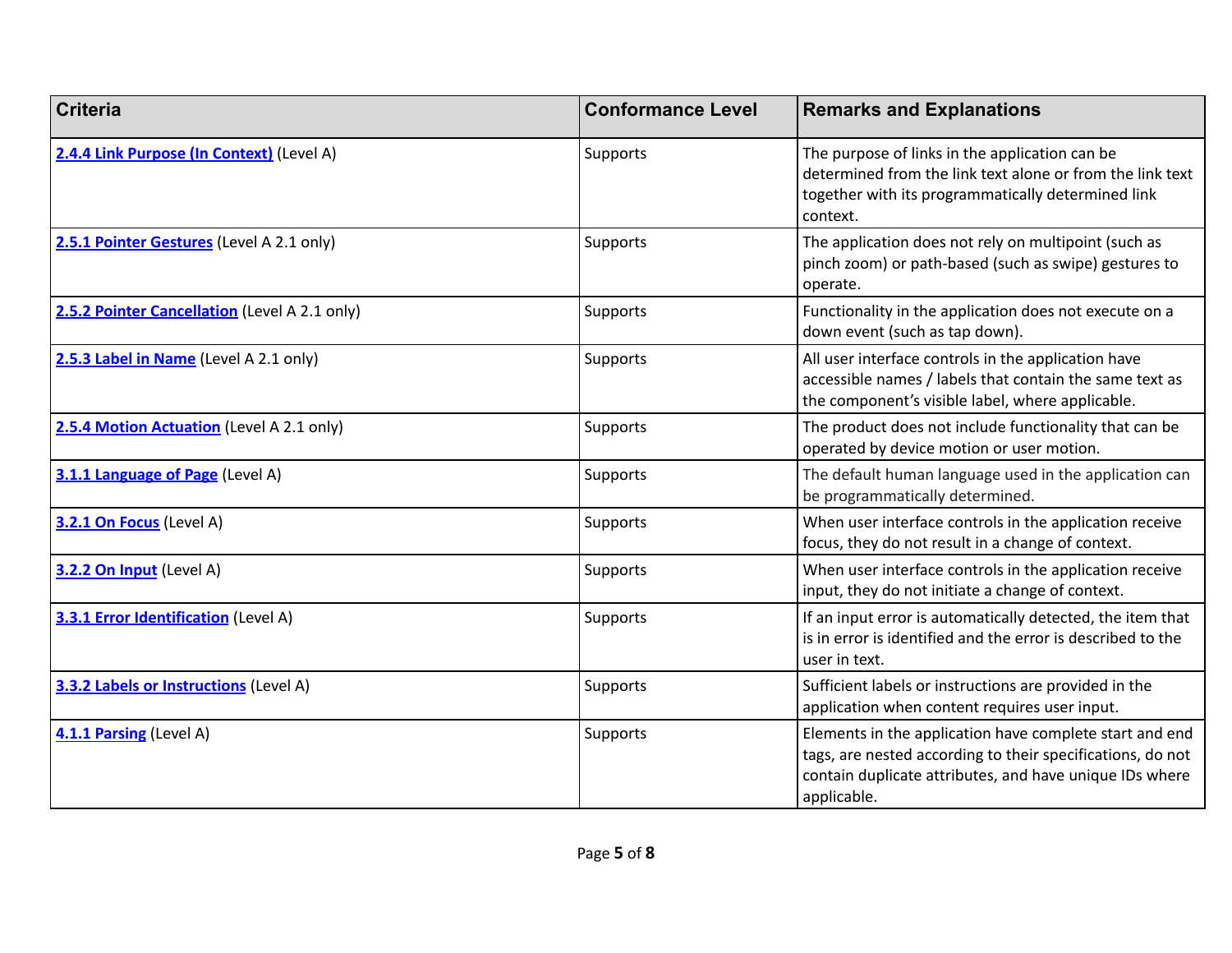| Criteria | Conformance Level | Remarks and Explanations |
|---|---|---|
| **2.4.4 Link Purpose (In Context)** (Level A) | Supports | The purpose of links in the application can be determined from the link text alone or from the link text together with its programmatically determined link context. |
| **2.5.1 Pointer Gestures** (Level A 2.1 only) | Supports | The application does not rely on multipoint (such as pinch zoom) or path-based (such as swipe) gestures to operate. |
| **2.5.2 Pointer Cancellation** (Level A 2.1 only) | Supports | Functionality in the application does not execute on a down event (such as tap down). |
| **2.5.3 Label in Name** (Level A 2.1 only) | Supports | All user interface controls in the application have accessible names / labels that contain the same text as the component's visible label, where applicable. |
| **2.5.4 Motion Actuation** (Level A 2.1 only) | Supports | The product does not include functionality that can be operated by device motion or user motion. |
| **3.1.1 Language of Page** (Level A) | Supports | The default human language used in the application can be programmatically determined. |
| **3.2.1 On Focus** (Level A) | Supports | When user interface controls in the application receive focus, they do not result in a change of context. |
| **3.2.2 On Input** (Level A) | Supports | When user interface controls in the application receive input, they do not initiate a change of context. |
| **3.3.1 Error Identification** (Level A) | Supports | If an input error is automatically detected, the item that is in error is identified and the error is described to the user in text. |
| **3.3.2 Labels or Instructions** (Level A) | Supports | Sufficient labels or instructions are provided in the application when content requires user input. |
| **4.1.1 Parsing** (Level A) | Supports | Elements in the application have complete start and end tags, are nested according to their specifications, do not contain duplicate attributes, and have unique IDs where applicable. |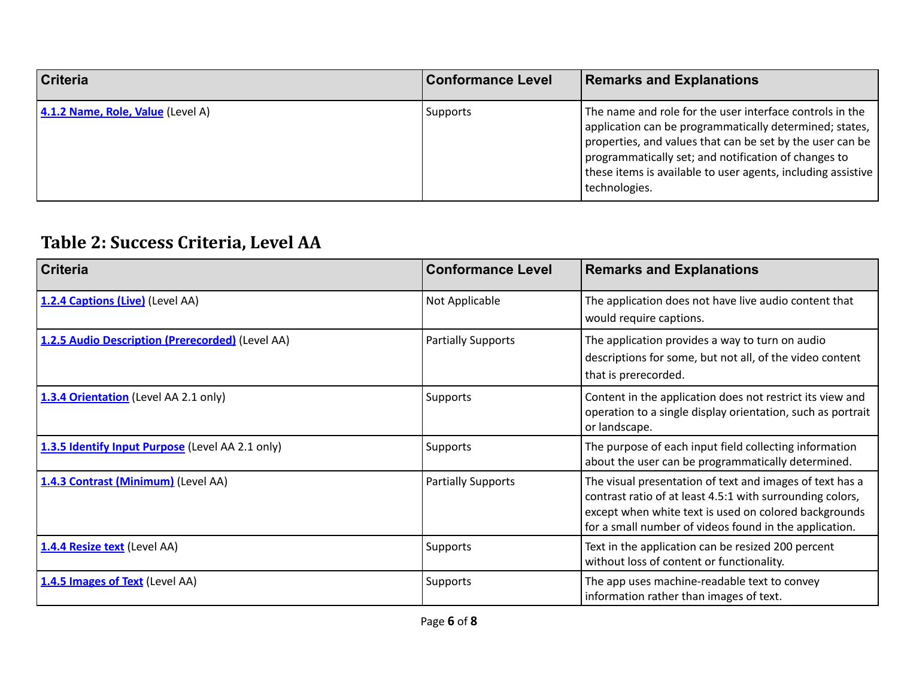| Criteria | Conformance Level | Remarks and Explanations |
| --- | --- | --- |
| **4.1.2 Name, Role, Value** (Level A) | Supports | The name and role for the user interface controls in the application can be programmatically determined; states, properties, and values that can be set by the user can be programmatically set; and notification of changes to these items is available to user agents, including assistive technologies. |

## Table 2: Success Criteria, Level AA

| Criteria | Conformance Level | Remarks and Explanations |
| --- | --- | --- |
| **1.2.4 Captions (Live)** (Level AA) | Not Applicable | The application does not have live audio content that would require captions. |
| **1.2.5 Audio Description (Prerecorded)** (Level AA) | Partially Supports | The application provides a way to turn on audio descriptions for some, but not all, of the video content that is prerecorded. |
| **1.3.4 Orientation** (Level AA 2.1 only) | Supports | Content in the application does not restrict its view and operation to a single display orientation, such as portrait or landscape. |
| **1.3.5 Identify Input Purpose** (Level AA 2.1 only) | Supports | The purpose of each input field collecting information about the user can be programmatically determined. |
| **1.4.3 Contrast (Minimum)** (Level AA) | Partially Supports | The visual presentation of text and images of text has a contrast ratio of at least 4.5:1 with surrounding colors, except when white text is used on colored backgrounds for a small number of videos found in the application. |
| **1.4.4 Resize text** (Level AA) | Supports | Text in the application can be resized 200 percent without loss of content or functionality. |
| **1.4.5 Images of Text** (Level AA) | Supports | The app uses machine-readable text to convey information rather than images of text. |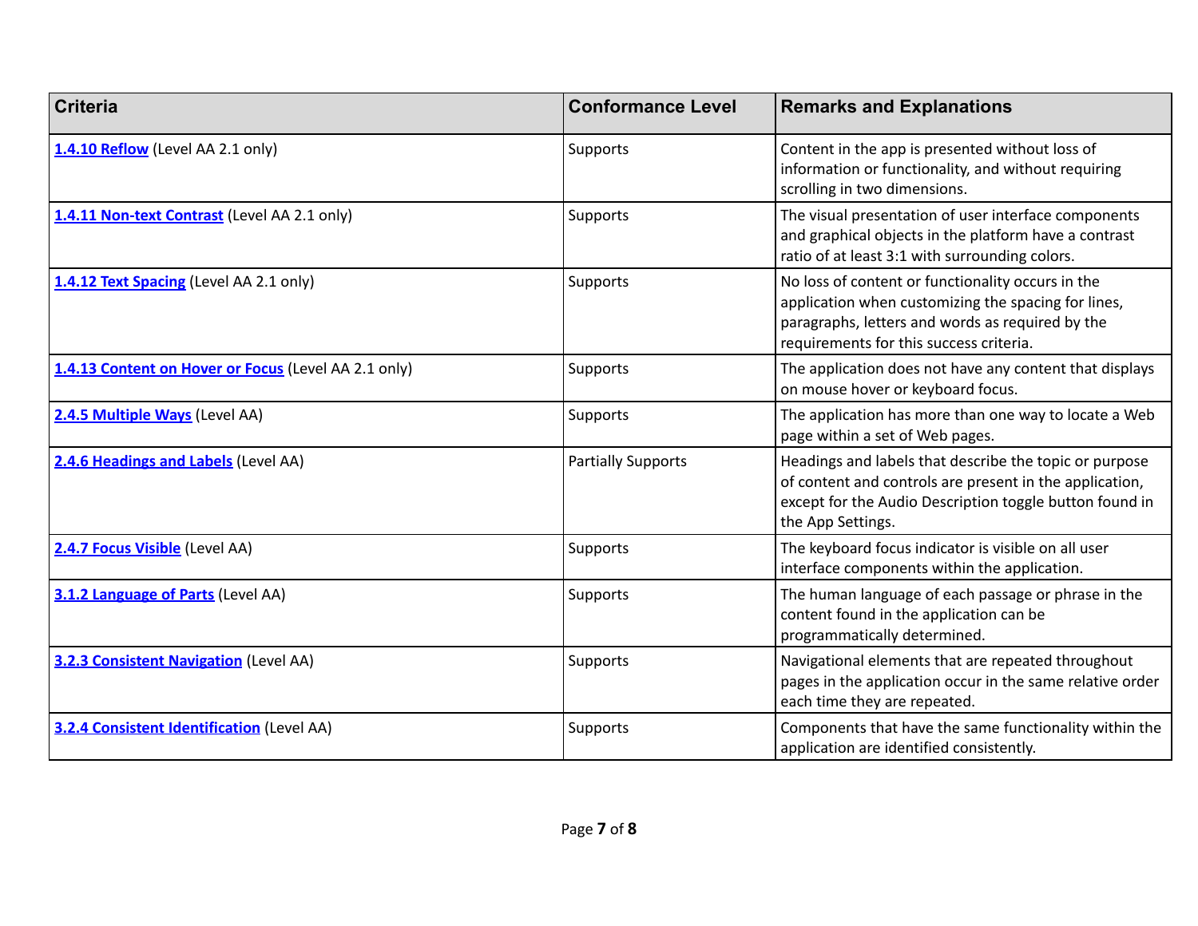| Criteria | Conformance Level | Remarks and Explanations |
| --- | --- | --- |
| **1.4.10 Reflow** (Level AA 2.1 only) | Supports | Content in the app is presented without loss of information or functionality, and without requiring scrolling in two dimensions. |
| **1.4.11 Non-text Contrast** (Level AA 2.1 only) | Supports | The visual presentation of user interface components and graphical objects in the platform have a contrast ratio of at least 3:1 with surrounding colors. |
| **1.4.12 Text Spacing** (Level AA 2.1 only) | Supports | No loss of content or functionality occurs in the application when customizing the spacing for lines, paragraphs, letters and words as required by the requirements for this success criteria. |
| **1.4.13 Content on Hover or Focus** (Level AA 2.1 only) | Supports | The application does not have any content that displays on mouse hover or keyboard focus. |
| **2.4.5 Multiple Ways** (Level AA) | Supports | The application has more than one way to locate a Web page within a set of Web pages. |
| **2.4.6 Headings and Labels** (Level AA) | Partially Supports | Headings and labels that describe the topic or purpose of content and controls are present in the application, except for the Audio Description toggle button found in the App Settings. |
| **2.4.7 Focus Visible** (Level AA) | Supports | The keyboard focus indicator is visible on all user interface components within the application. |
| **3.1.2 Language of Parts** (Level AA) | Supports | The human language of each passage or phrase in the content found in the application can be programmatically determined. |
| **3.2.3 Consistent Navigation** (Level AA) | Supports | Navigational elements that are repeated throughout pages in the application occur in the same relative order each time they are repeated. |
| **3.2.4 Consistent Identification** (Level AA) | Supports | Components that have the same functionality within the application are identified consistently. |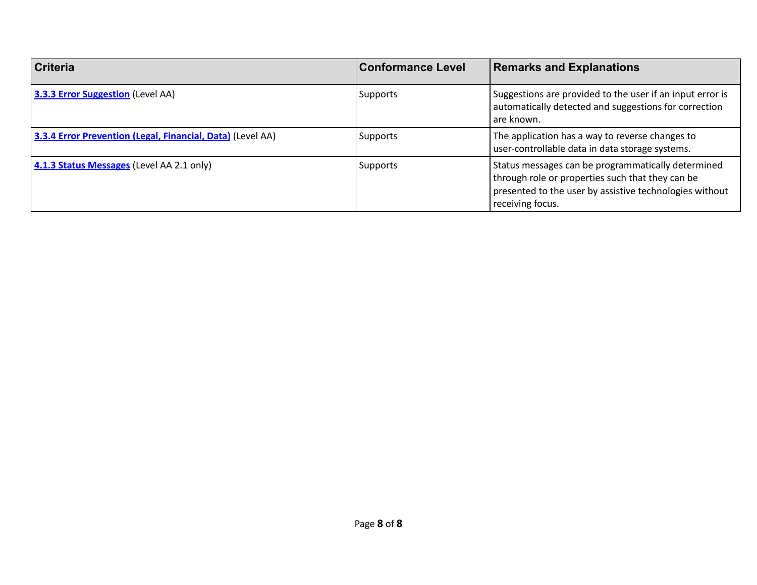| Criteria | Conformance Level | Remarks and Explanations |
|---|---|---|
| **3.3.3 Error Suggestion** (Level AA) | Supports | Suggestions are provided to the user if an input error is automatically detected and suggestions for correction are known. |
| **3.3.4 Error Prevention (Legal, Financial, Data)** (Level AA) | Supports | The application has a way to reverse changes to user-controllable data in data storage systems. |
| **4.1.3 Status Messages** (Level AA 2.1 only) | Supports | Status messages can be programmatically determined through role or properties such that they can be presented to the user by assistive technologies without receiving focus. |